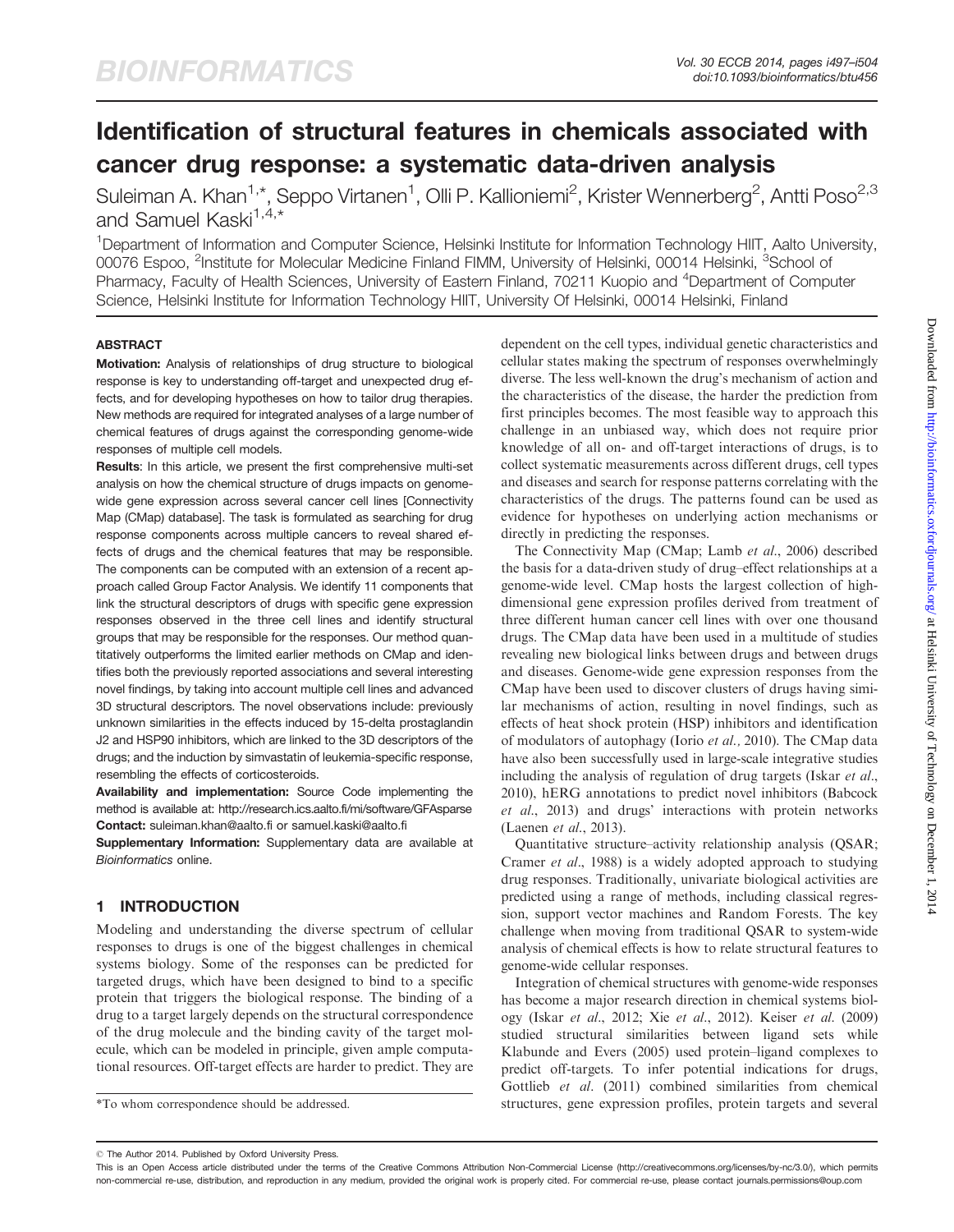# Identification of structural features in chemicals associated with cancer drug response: a systematic data-driven analysis

Suleiman A. Khan[1,*], Seppo Virtanen[1], Olli P. Kallioniemi[2], Krister Wennerberg[2], Antti Poso[2,3] and Samuel Kaski[1,4,*]

[1]Department of Information and Computer Science, Helsinki Institute for Information Technology HIIT, Aalto University, 00076 Espoo, [2]Institute for Molecular Medicine Finland FIMM, University of Helsinki, 00014 Helsinki, [3]School of Pharmacy, Faculty of Health Sciences, University of Eastern Finland, 70211 Kuopio and [4]Department of Computer Science, Helsinki Institute for Information Technology HIIT, University Of Helsinki, 00014 Helsinki, Finland

## ABSTRACT

**Motivation:** Analysis of relationships of drug structure to biological response is key to understanding off-target and unexpected drug effects, and for developing hypotheses on how to tailor drug therapies. New methods are required for integrated analyses of a large number of chemical features of drugs against the corresponding genome-wide responses of multiple cell models.

**Results**: In this article, we present the first comprehensive multi-set analysis on how the chemical structure of drugs impacts on genome-wide gene expression across several cancer cell lines [Connectivity Map (CMap) database]. The task is formulated as searching for drug response components across multiple cancers to reveal shared effects of drugs and the chemical features that may be responsible. The components can be computed with an extension of a recent approach called Group Factor Analysis. We identify 11 components that link the structural descriptors of drugs with specific gene expression responses observed in the three cell lines and identify structural groups that may be responsible for the responses. Our method quantitatively outperforms the limited earlier methods on CMap and identifies both the previously reported associations and several interesting novel findings, by taking into account multiple cell lines and advanced 3D structural descriptors. The novel observations include: previously unknown similarities in the effects induced by 15-delta prostaglandin J2 and HSP90 inhibitors, which are linked to the 3D descriptors of the drugs; and the induction by simvastatin of leukemia-specific response, resembling the effects of corticosteroids.

**Availability and implementation:** Source Code implementing the method is available at: http://research.ics.aalto.fi/mi/software/GFAsparse

**Contact:** suleiman.khan@aalto.fi or samuel.kaski@aalto.fi

**Supplementary Information:** Supplementary data are available at *Bioinformatics* online.

## 1 INTRODUCTION

Modeling and understanding the diverse spectrum of cellular responses to drugs is one of the biggest challenges in chemical systems biology. Some of the responses can be predicted for targeted drugs, which have been designed to bind to a specific protein that triggers the biological response. The binding of a drug to a target largely depends on the structural correspondence of the drug molecule and the binding cavity of the target molecule, which can be modeled in principle, given ample computational resources. Off-target effects are harder to predict. They are dependent on the cell types, individual genetic characteristics and cellular states making the spectrum of responses overwhelmingly diverse. The less well-known the drug's mechanism of action and the characteristics of the disease, the harder the prediction from first principles becomes. The most feasible way to approach this challenge in an unbiased way, which does not require prior knowledge of all on- and off-target interactions of drugs, is to collect systematic measurements across different drugs, cell types and diseases and search for response patterns correlating with the characteristics of the drugs. The patterns found can be used as evidence for hypotheses on underlying action mechanisms or directly in predicting the responses.

The Connectivity Map (CMap; Lamb *et al*., 2006) described the basis for a data-driven study of drug–effect relationships at a genome-wide level. CMap hosts the largest collection of high-dimensional gene expression profiles derived from treatment of three different human cancer cell lines with over one thousand drugs. The CMap data have been used in a multitude of studies revealing new biological links between drugs and between drugs and diseases. Genome-wide gene expression responses from the CMap have been used to discover clusters of drugs having similar mechanisms of action, resulting in novel findings, such as effects of heat shock protein (HSP) inhibitors and identification of modulators of autophagy (Iorio *et al.,* 2010). The CMap data have also been successfully used in large-scale integrative studies including the analysis of regulation of drug targets (Iskar *et al*., 2010), hERG annotations to predict novel inhibitors (Babcock *et al*., 2013) and drugs' interactions with protein networks (Laenen *et al*., 2013).

Quantitative structure–activity relationship analysis (QSAR; Cramer *et al*., 1988) is a widely adopted approach to studying drug responses. Traditionally, univariate biological activities are predicted using a range of methods, including classical regression, support vector machines and Random Forests. The key challenge when moving from traditional QSAR to system-wide analysis of chemical effects is how to relate structural features to genome-wide cellular responses.

Integration of chemical structures with genome-wide responses has become a major research direction in chemical systems biology (Iskar *et al*., 2012; Xie *et al*., 2012). Keiser *et al*. (2009) studied structural similarities between ligand sets while Klabunde and Evers (2005) used protein–ligand complexes to predict off-targets. To infer potential indications for drugs, Gottlieb *et al*. (2011) combined similarities from chemical structures, gene expression profiles, protein targets and several

*To whom correspondence should be addressed.

© The Author 2014. Published by Oxford University Press.
This is an Open Access article distributed under the terms of the Creative Commons Attribution Non-Commercial License (http://creativecommons.org/licenses/by-nc/3.0/), which permits non-commercial re-use, distribution, and reproduction in any medium, provided the original work is properly cited. For commercial re-use, please contact journals.permissions@oup.com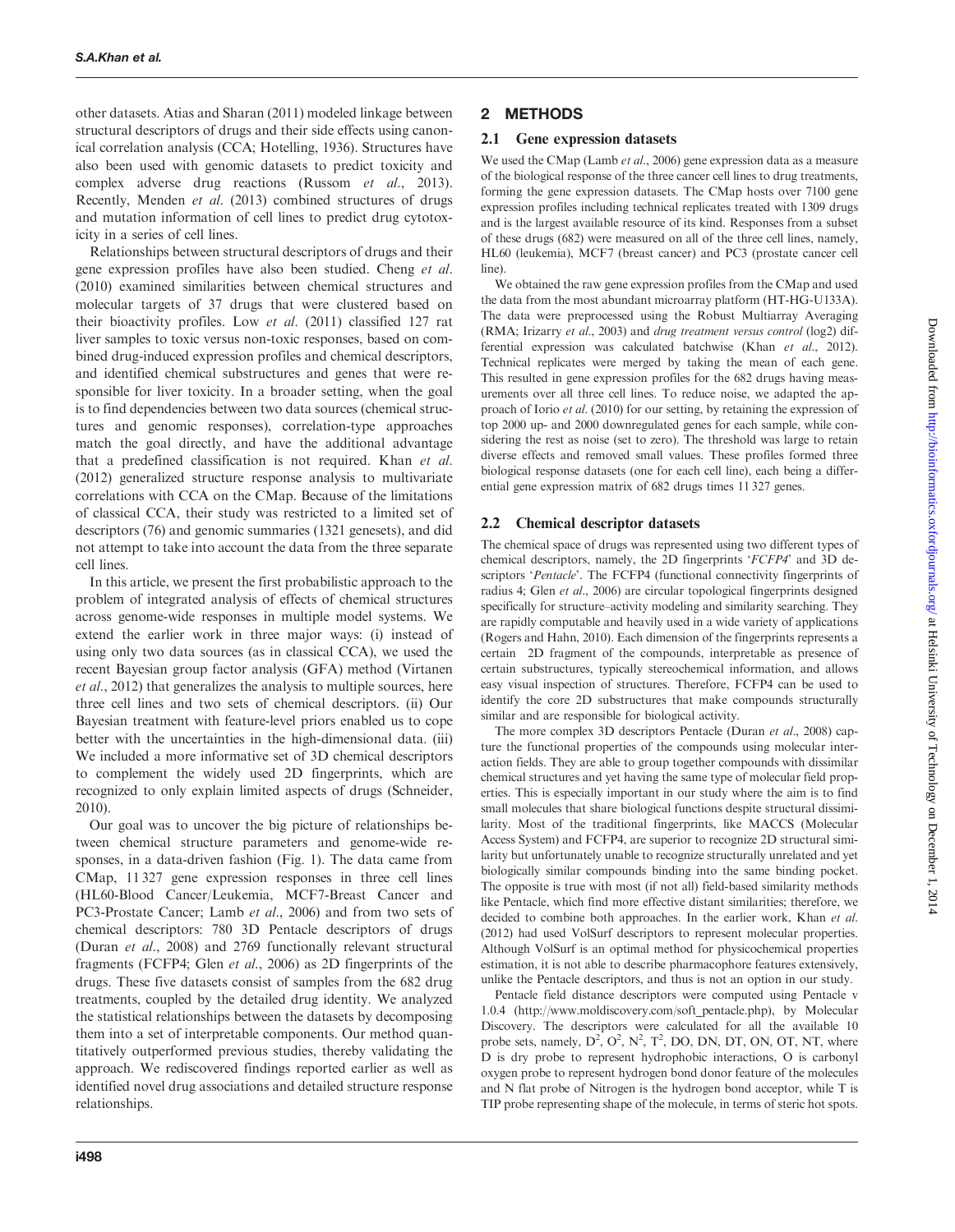other datasets. Atias and Sharan (2011) modeled linkage between structural descriptors of drugs and their side effects using canonical correlation analysis (CCA; Hotelling, 1936). Structures have also been used with genomic datasets to predict toxicity and complex adverse drug reactions (Russom *et al.*, 2013). Recently, Menden *et al.* (2013) combined structures of drugs and mutation information of cell lines to predict drug cytotoxicity in a series of cell lines.

Relationships between structural descriptors of drugs and their gene expression profiles have also been studied. Cheng *et al.* (2010) examined similarities between chemical structures and molecular targets of 37 drugs that were clustered based on their bioactivity profiles. Low *et al.* (2011) classified 127 rat liver samples to toxic versus non-toxic responses, based on combined drug-induced expression profiles and chemical descriptors, and identified chemical substructures and genes that were responsible for liver toxicity. In a broader setting, when the goal is to find dependencies between two data sources (chemical structures and genomic responses), correlation-type approaches match the goal directly, and have the additional advantage that a predefined classification is not required. Khan *et al.* (2012) generalized structure response analysis to multivariate correlations with CCA on the CMap. Because of the limitations of classical CCA, their study was restricted to a limited set of descriptors (76) and genomic summaries (1321 genesets), and did not attempt to take into account the data from the three separate cell lines.

In this article, we present the first probabilistic approach to the problem of integrated analysis of effects of chemical structures across genome-wide responses in multiple model systems. We extend the earlier work in three major ways: (i) instead of using only two data sources (as in classical CCA), we used the recent Bayesian group factor analysis (GFA) method (Virtanen *et al.*, 2012) that generalizes the analysis to multiple sources, here three cell lines and two sets of chemical descriptors. (ii) Our Bayesian treatment with feature-level priors enabled us to cope better with the uncertainties in the high-dimensional data. (iii) We included a more informative set of 3D chemical descriptors to complement the widely used 2D fingerprints, which are recognized to only explain limited aspects of drugs (Schneider, 2010).

Our goal was to uncover the big picture of relationships between chemical structure parameters and genome-wide responses, in a data-driven fashion (Fig. 1). The data came from CMap, 11 327 gene expression responses in three cell lines (HL60-Blood Cancer/Leukemia, MCF7-Breast Cancer and PC3-Prostate Cancer; Lamb *et al.*, 2006) and from two sets of chemical descriptors: 780 3D Pentacle descriptors of drugs (Duran *et al.*, 2008) and 2769 functionally relevant structural fragments (FCFP4; Glen *et al.*, 2006) as 2D fingerprints of the drugs. These five datasets consist of samples from the 682 drug treatments, coupled by the detailed drug identity. We analyzed the statistical relationships between the datasets by decomposing them into a set of interpretable components. Our method quantitatively outperformed previous studies, thereby validating the approach. We rediscovered findings reported earlier as well as identified novel drug associations and detailed structure response relationships.

## 2 METHODS

### 2.1 Gene expression datasets

We used the CMap (Lamb *et al.*, 2006) gene expression data as a measure of the biological response of the three cancer cell lines to drug treatments, forming the gene expression datasets. The CMap hosts over 7100 gene expression profiles including technical replicates treated with 1309 drugs and is the largest available resource of its kind. Responses from a subset of these drugs (682) were measured on all of the three cell lines, namely, HL60 (leukemia), MCF7 (breast cancer) and PC3 (prostate cancer cell line).

We obtained the raw gene expression profiles from the CMap and used the data from the most abundant microarray platform (HT-HG-U133A). The data were preprocessed using the Robust Multiarray Averaging (RMA; Irizarry *et al.*, 2003) and *drug treatment versus control* (log2) differential expression was calculated batchwise (Khan *et al.*, 2012). Technical replicates were merged by taking the mean of each gene. This resulted in gene expression profiles for the 682 drugs having measurements over all three cell lines. To reduce noise, we adapted the approach of Iorio *et al.* (2010) for our setting, by retaining the expression of top 2000 up- and 2000 downregulated genes for each sample, while considering the rest as noise (set to zero). The threshold was large to retain diverse effects and removed small values. These profiles formed three biological response datasets (one for each cell line), each being a differential gene expression matrix of 682 drugs times 11 327 genes.

### 2.2 Chemical descriptor datasets

The chemical space of drugs was represented using two different types of chemical descriptors, namely, the 2D fingerprints '*FCFP4*' and 3D descriptors '*Pentacle*'. The FCFP4 (functional connectivity fingerprints of radius 4; Glen *et al.*, 2006) are circular topological fingerprints designed specifically for structure–activity modeling and similarity searching. They are rapidly computable and heavily used in a wide variety of applications (Rogers and Hahn, 2010). Each dimension of the fingerprints represents a certain 2D fragment of the compounds, interpretable as presence of certain substructures, typically stereochemical information, and allows easy visual inspection of structures. Therefore, FCFP4 can be used to identify the core 2D substructures that make compounds structurally similar and are responsible for biological activity.

The more complex 3D descriptors Pentacle (Duran *et al.*, 2008) capture the functional properties of the compounds using molecular interaction fields. They are able to group together compounds with dissimilar chemical structures and yet having the same type of molecular field properties. This is especially important in our study where the aim is to find small molecules that share biological functions despite structural dissimilarity. Most of the traditional fingerprints, like MACCS (Molecular Access System) and FCFP4, are superior to recognize 2D structural similarity but unfortunately unable to recognize structurally unrelated and yet biologically similar compounds binding into the same binding pocket. The opposite is true with most (if not all) field-based similarity methods like Pentacle, which find more effective distant similarities; therefore, we decided to combine both approaches. In the earlier work, Khan *et al.* (2012) had used VolSurf descriptors to represent molecular properties. Although VolSurf is an optimal method for physicochemical properties estimation, it is not able to describe pharmacophore features extensively, unlike the Pentacle descriptors, and thus is not an option in our study.

Pentacle field distance descriptors were computed using Pentacle v 1.0.4 (http://www.moldiscovery.com/soft_pentacle.php), by Molecular Discovery. The descriptors were calculated for all the available 10 probe sets, namely, $D^2$, $O^2$, $N^2$, $T^2$, DO, DN, DT, ON, OT, NT, where D is dry probe to represent hydrophobic interactions, O is carbonyl oxygen probe to represent hydrogen bond donor feature of the molecules and N flat probe of Nitrogen is the hydrogen bond acceptor, while T is TIP probe representing shape of the molecule, in terms of steric hot spots.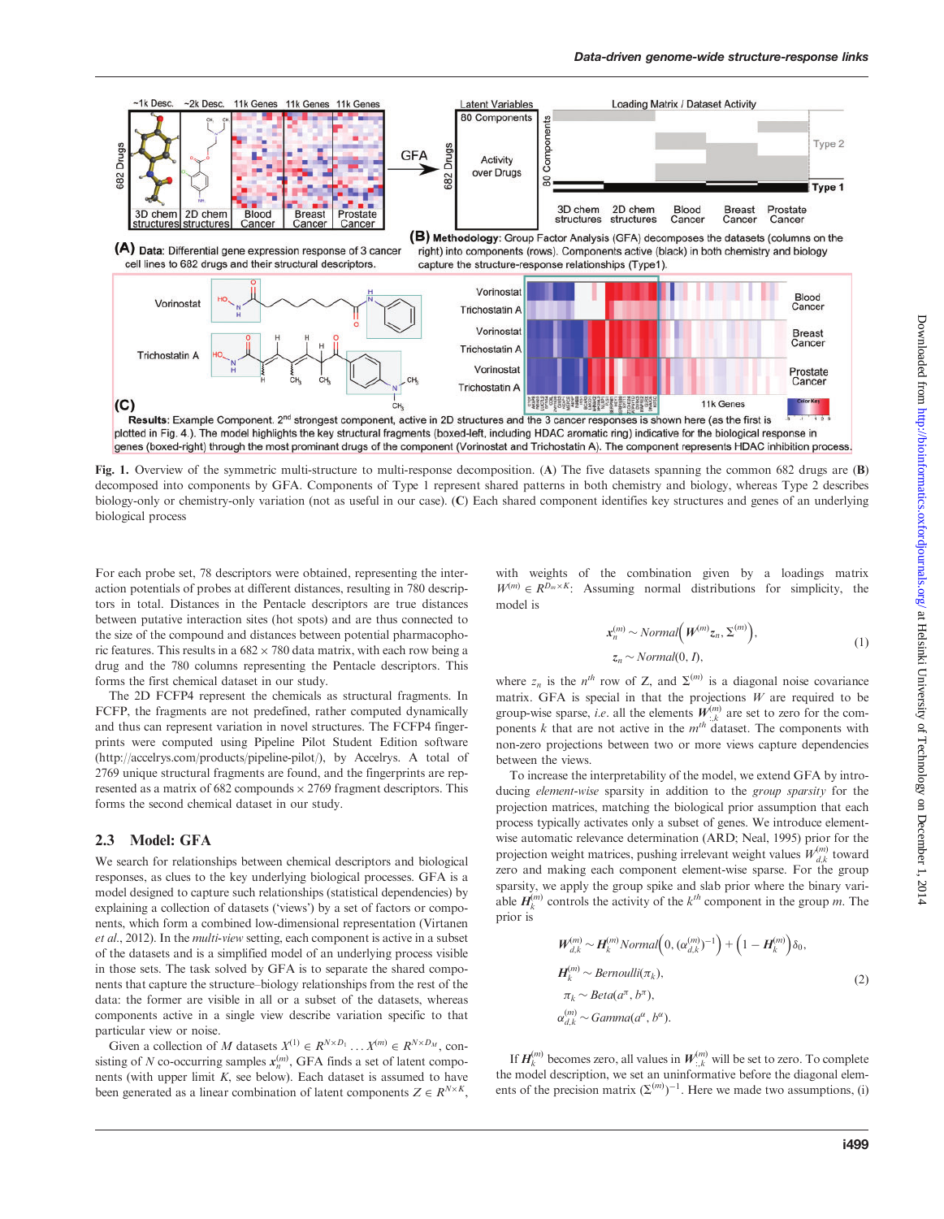Fig. 1. Overview of the symmetric multi-structure to multi-response decomposition. (A) The five datasets spanning the common 682 drugs are (B) decomposed into components by GFA. Components of Type 1 represent shared patterns in both chemistry and biology, whereas Type 2 describes biology-only or chemistry-only variation (not as useful in our case). (C) Each shared component identifies key structures and genes of an underlying biological process

For each probe set, 78 descriptors were obtained, representing the interaction potentials of probes at different distances, resulting in 780 descriptors in total. Distances in the Pentacle descriptors are true distances between putative interaction sites (hot spots) and are thus connected to the size of the compound and distances between potential pharmacophoric features. This results in a 682 × 780 data matrix, with each row being a drug and the 780 columns representing the Pentacle descriptors. This forms the first chemical dataset in our study.

The 2D FCFP4 represent the chemicals as structural fragments. In FCFP, the fragments are not predefined, rather computed dynamically and thus can represent variation in novel structures. The FCFP4 fingerprints were computed using Pipeline Pilot Student Edition software (http://accelrys.com/products/pipeline-pilot/), by Accelrys. A total of 2769 unique structural fragments are found, and the fingerprints are represented as a matrix of 682 compounds × 2769 fragment descriptors. This forms the second chemical dataset in our study.

## 2.3 Model: GFA

We search for relationships between chemical descriptors and biological responses, as clues to the key underlying biological processes. GFA is a model designed to capture such relationships (statistical dependencies) by explaining a collection of datasets ('views') by a set of factors or components, which form a combined low-dimensional representation (Virtanen *et al.*, 2012). In the *multi-view* setting, each component is active in a subset of the datasets and is a simplified model of an underlying process visible in those sets. The task solved by GFA is to separate the shared components that capture the structure–biology relationships from the rest of the data: the former are visible in all or a subset of the datasets, whereas components active in a single view describe variation specific to that particular view or noise.

Given a collection of $M$ datasets $X^{(1)} \in R^{N \times D_1} \ldots X^{(m)} \in R^{N \times D_M}$, consisting of $N$ co-occurring samples $x_n^{(m)}$, GFA finds a set of latent components (with upper limit $K$, see below). Each dataset is assumed to have been generated as a linear combination of latent components $Z \in R^{N \times K}$, with weights of the combination given by a loadings matrix $W^{(m)} \in R^{D_m \times K}$: Assuming normal distributions for simplicity, the model is

$$
\begin{aligned}
x_n^{(m)} &\sim Normal\left(W^{(m)} z_n, \Sigma^{(m)}\right), \\
z_n &\sim Normal(0, I),
\end{aligned}
\tag{1}
$$

where $z_n$ is the $n^{th}$ row of Z, and $\Sigma^{(m)}$ is a diagonal noise covariance matrix. GFA is special in that the projections $W$ are required to be group-wise sparse, *i.e.* all the elements $W_{:,k}^{(m)}$ are set to zero for the components $k$ that are not active in the $m^{th}$ dataset. The components with non-zero projections between two or more views capture dependencies between the views.

To increase the interpretability of the model, we extend GFA by introducing *element-wise* sparsity in addition to the *group sparsity* for the projection matrices, matching the biological prior assumption that each process typically activates only a subset of genes. We introduce element-wise automatic relevance determination (ARD; Neal, 1995) prior for the projection weight matrices, pushing irrelevant weight values $W_{d,k}^{(m)}$ toward zero and making each component element-wise sparse. For the group sparsity, we apply the group spike and slab prior where the binary variable $H_k^{(m)}$ controls the activity of the $k^{th}$ component in the group $m$. The prior is

$$
\begin{aligned}
W_{d,k}^{(m)} &\sim H_k^{(m)} Normal\left(0, (\alpha_{d,k}^{(m)})^{-1}\right) + \left(1 - H_k^{(m)}\right)\delta_0, \\
H_k^{(m)} &\sim Bernoulli(\pi_k), \\
\pi_k &\sim Beta(a^{\pi}, b^{\pi}), \\
\alpha_{d,k}^{(m)} &\sim Gamma(a^{\alpha}, b^{\alpha}).
\end{aligned}
\tag{2}
$$

If $H_k^{(m)}$ becomes zero, all values in $W_{:,k}^{(m)}$ will be set to zero. To complete the model description, we set an uninformative before the diagonal elements of the precision matrix $(\Sigma^{(m)})^{-1}$. Here we made two assumptions, (i)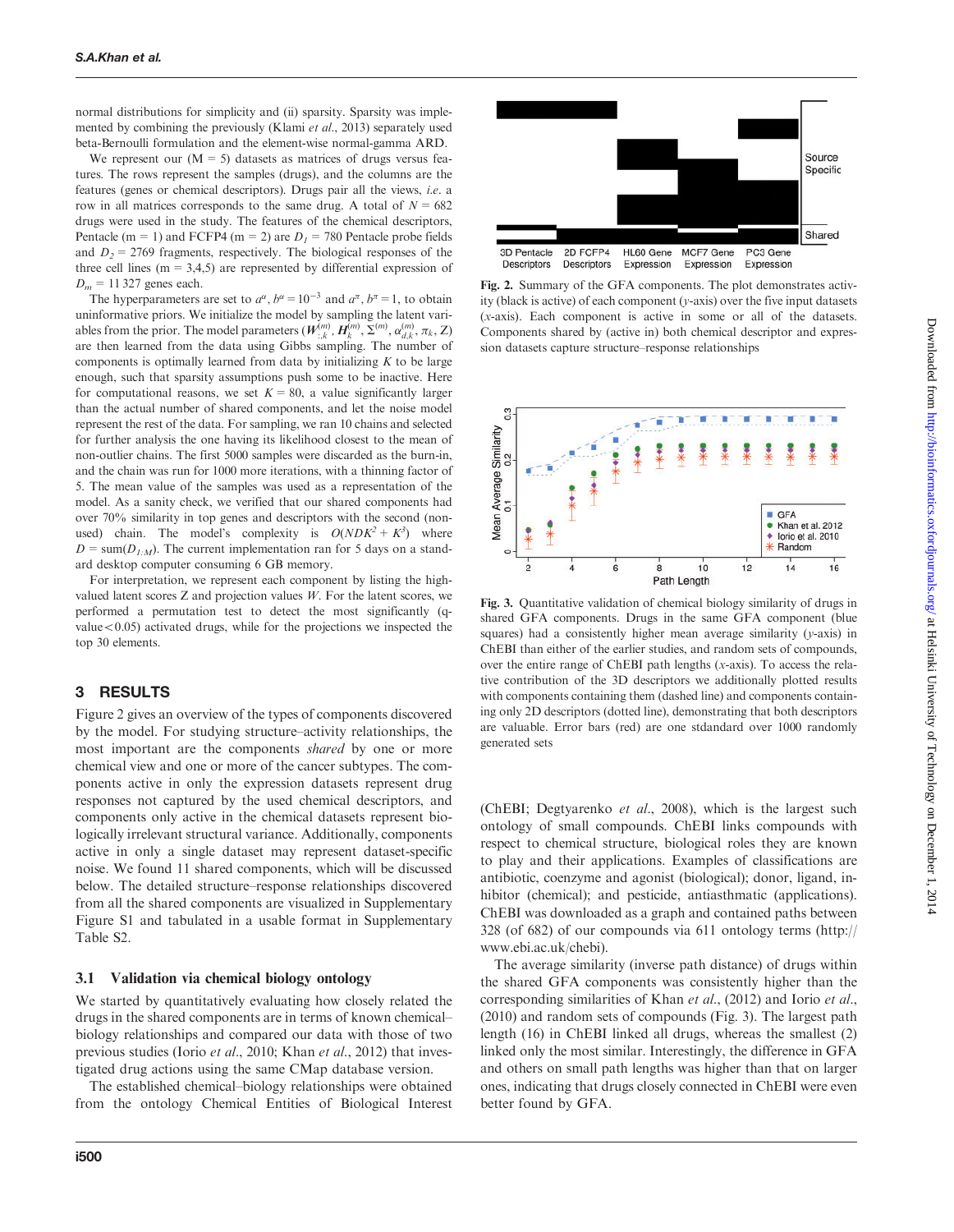normal distributions for simplicity and (ii) sparsity. Sparsity was implemented by combining the previously (Klami *et al.*, 2013) separately used beta-Bernoulli formulation and the element-wise normal-gamma ARD.

We represent our ($M = 5$) datasets as matrices of drugs versus features. The rows represent the samples (drugs), and the columns are the features (genes or chemical descriptors). Drugs pair all the views, *i.e.* a row in all matrices corresponds to the same drug. A total of $N = 682$ drugs were used in the study. The features of the chemical descriptors, Pentacle ($m = 1$) and FCFP4 ($m = 2$) are $D_1 = 780$ Pentacle probe fields and $D_2 = 2769$ fragments, respectively. The biological responses of the three cell lines ($m = 3,4,5$) are represented by differential expression of $D_m = 11\,327$ genes each.

The hyperparameters are set to $a^{\alpha}, b^{\alpha} = 10^{-3}$ and $a^{\pi}, b^{\pi} = 1$, to obtain uninformative priors. We initialize the model by sampling the latent variables from the prior. The model parameters ($\boldsymbol{W}^{(m)}_{:,k}, \boldsymbol{H}^{(m)}_{k}, \Sigma^{(m)}, \alpha^{(m)}_{d,k}, \pi_k, \mathrm{Z}$) are then learned from the data using Gibbs sampling. The number of components is optimally learned from data by initializing $K$ to be large enough, such that sparsity assumptions push some to be inactive. Here for computational reasons, we set $K = 80$, a value significantly larger than the actual number of shared components, and let the noise model represent the rest of the data. For sampling, we ran 10 chains and selected for further analysis the one having its likelihood closest to the mean of non-outlier chains. The first 5000 samples were discarded as the burn-in, and the chain was run for 1000 more iterations, with a thinning factor of 5. The mean value of the samples was used as a representation of the model. As a sanity check, we verified that our shared components had over 70% similarity in top genes and descriptors with the second (non-used) chain. The model's complexity is $O(NDK^2 + K^3)$ where $D = \mathrm{sum}(D_{1:M})$. The current implementation ran for 5 days on a standard desktop computer consuming 6 GB memory.

For interpretation, we represent each component by listing the high-valued latent scores Z and projection values $W$. For the latent scores, we performed a permutation test to detect the most significantly (q-value $< 0.05$) activated drugs, while for the projections we inspected the top 30 elements.

## 3 RESULTS

Figure 2 gives an overview of the types of components discovered by the model. For studying structure–activity relationships, the most important are the components *shared* by one or more chemical view and one or more of the cancer subtypes. The components active in only the expression datasets represent drug responses not captured by the used chemical descriptors, and components only active in the chemical datasets represent biologically irrelevant structural variance. Additionally, components active in only a single dataset may represent dataset-specific noise. We found 11 shared components, which will be discussed below. The detailed structure–response relationships discovered from all the shared components are visualized in Supplementary Figure S1 and tabulated in a usable format in Supplementary Table S2.

### 3.1 Validation via chemical biology ontology

We started by quantitatively evaluating how closely related the drugs in the shared components are in terms of known chemical–biology relationships and compared our data with those of two previous studies (Iorio *et al.*, 2010; Khan *et al.*, 2012) that investigated drug actions using the same CMap database version.

The established chemical–biology relationships were obtained from the ontology Chemical Entities of Biological Interest

**Fig. 2.** Summary of the GFA components. The plot demonstrates activity (black is active) of each component ($y$-axis) over the five input datasets ($x$-axis). Each component is active in some or all of the datasets. Components shared by (active in) both chemical descriptor and expression datasets capture structure–response relationships

**Fig. 3.** Quantitative validation of chemical biology similarity of drugs in shared GFA components. Drugs in the same GFA component (blue squares) had a consistently higher mean average similarity ($y$-axis) in ChEBI than either of the earlier studies, and random sets of compounds, over the entire range of ChEBI path lengths ($x$-axis). To access the relative contribution of the 3D descriptors we additionally plotted results with components containing them (dashed line) and components containing only 2D descriptors (dotted line), demonstrating that both descriptors are valuable. Error bars (red) are one stdandard over 1000 randomly generated sets

(ChEBI; Degtyarenko *et al.*, 2008), which is the largest such ontology of small compounds. ChEBI links compounds with respect to chemical structure, biological roles they are known to play and their applications. Examples of classifications are antibiotic, coenzyme and agonist (biological); donor, ligand, inhibitor (chemical); and pesticide, antiasthmatic (applications). ChEBI was downloaded as a graph and contained paths between 328 (of 682) of our compounds via 611 ontology terms (http://www.ebi.ac.uk/chebi).

The average similarity (inverse path distance) of drugs within the shared GFA components was consistently higher than the corresponding similarities of Khan *et al.*, (2012) and Iorio *et al.*, (2010) and random sets of compounds (Fig. 3). The largest path length (16) in ChEBI linked all drugs, whereas the smallest (2) linked only the most similar. Interestingly, the difference in GFA and others on small path lengths was higher than that on larger ones, indicating that drugs closely connected in ChEBI were even better found by GFA.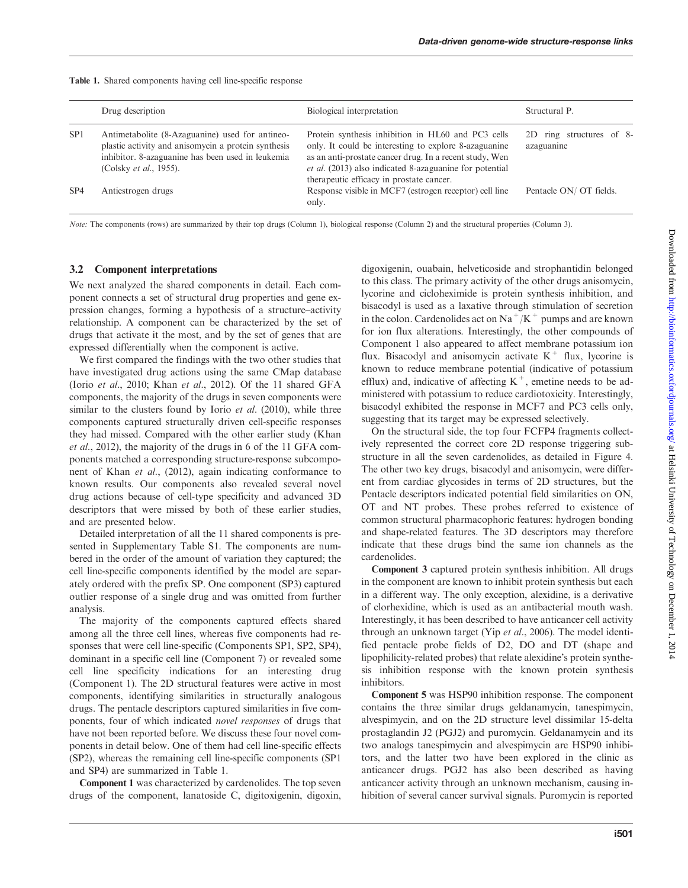Table 1. Shared components having cell line-specific response

| | Drug description | Biological interpretation | Structural P. |
|---|---|---|---|
| SP1 | Antimetabolite (8-Azaguanine) used for antineoplastic activity and anisomycin a protein synthesis inhibitor. 8-azaguanine has been used in leukemia (Colsky *et al.*, 1955). | Protein synthesis inhibition in HL60 and PC3 cells only. It could be interesting to explore 8-azaguanine as an anti-prostate cancer drug. In a recent study, Wen *et al.* (2013) also indicated 8-azaguanine for potential therapeutic efficacy in prostate cancer. | 2D ring structures of 8-azaguanine |
| SP4 | Antiestrogen drugs | Response visible in MCF7 (estrogen receptor) cell line only. | Pentacle ON/ OT fields. |

*Note:* The components (rows) are summarized by their top drugs (Column 1), biological response (Column 2) and the structural properties (Column 3).

### 3.2 Component interpretations

We next analyzed the shared components in detail. Each component connects a set of structural drug properties and gene expression changes, forming a hypothesis of a structure–activity relationship. A component can be characterized by the set of drugs that activate it the most, and by the set of genes that are expressed differentially when the component is active.

We first compared the findings with the two other studies that have investigated drug actions using the same CMap database (Iorio *et al.*, 2010; Khan *et al.*, 2012). Of the 11 shared GFA components, the majority of the drugs in seven components were similar to the clusters found by Iorio *et al.* (2010), while three components captured structurally driven cell-specific responses they had missed. Compared with the other earlier study (Khan *et al.*, 2012), the majority of the drugs in 6 of the 11 GFA components matched a corresponding structure-response subcomponent of Khan *et al.*, (2012), again indicating conformance to known results. Our components also revealed several novel drug actions because of cell-type specificity and advanced 3D descriptors that were missed by both of these earlier studies, and are presented below.

Detailed interpretation of all the 11 shared components is presented in Supplementary Table S1. The components are numbered in the order of the amount of variation they captured; the cell line-specific components identified by the model are separately ordered with the prefix SP. One component (SP3) captured outlier response of a single drug and was omitted from further analysis.

The majority of the components captured effects shared among all the three cell lines, whereas five components had responses that were cell line-specific (Components SP1, SP2, SP4), dominant in a specific cell line (Component 7) or revealed some cell line specificity indications for an interesting drug (Component 1). The 2D structural features were active in most components, identifying similarities in structurally analogous drugs. The pentacle descriptors captured similarities in five components, four of which indicated *novel responses* of drugs that have not been reported before. We discuss these four novel components in detail below. One of them had cell line-specific effects (SP2), whereas the remaining cell line-specific components (SP1 and SP4) are summarized in Table 1.

**Component 1** was characterized by cardenolides. The top seven drugs of the component, lanatoside C, digitoxigenin, digoxin, digoxigenin, ouabain, helveticoside and strophantidin belonged to this class. The primary activity of the other drugs anisomycin, lycorine and cicloheximide is protein synthesis inhibition, and bisacodyl is used as a laxative through stimulation of secretion in the colon. Cardenolides act on $Na^{+}/K^{+}$ pumps and are known for ion flux alterations. Interestingly, the other compounds of Component 1 also appeared to affect membrane potassium ion flux. Bisacodyl and anisomycin activate $K^{+}$ flux, lycorine is known to reduce membrane potential (indicative of potassium efflux) and, indicative of affecting $K^{+}$, emetine needs to be administered with potassium to reduce cardiotoxicity. Interestingly, bisacodyl exhibited the response in MCF7 and PC3 cells only, suggesting that its target may be expressed selectively.

On the structural side, the top four FCFP4 fragments collectively represented the correct core 2D response triggering substructure in all the seven cardenolides, as detailed in Figure 4. The other two key drugs, bisacodyl and anisomycin, were different from cardiac glycosides in terms of 2D structures, but the Pentacle descriptors indicated potential field similarities on ON, OT and NT probes. These probes referred to existence of common structural pharmacophoric features: hydrogen bonding and shape-related features. The 3D descriptors may therefore indicate that these drugs bind the same ion channels as the cardenolides.

**Component 3** captured protein synthesis inhibition. All drugs in the component are known to inhibit protein synthesis but each in a different way. The only exception, alexidine, is a derivative of clorhexidine, which is used as an antibacterial mouth wash. Interestingly, it has been described to have anticancer cell activity through an unknown target (Yip *et al.*, 2006). The model identified pentacle probe fields of D2, DO and DT (shape and lipophilicity-related probes) that relate alexidine's protein synthesis inhibition response with the known protein synthesis inhibitors.

**Component 5** was HSP90 inhibition response. The component contains the three similar drugs geldanamycin, tanespimycin, alvespimycin, and on the 2D structure level dissimilar 15-delta prostaglandin J2 (PGJ2) and puromycin. Geldanamycin and its two analogs tanespimycin and alvespimycin are HSP90 inhibitors, and the latter two have been explored in the clinic as anticancer drugs. PGJ2 has also been described as having anticancer activity through an unknown mechanism, causing inhibition of several cancer survival signals. Puromycin is reported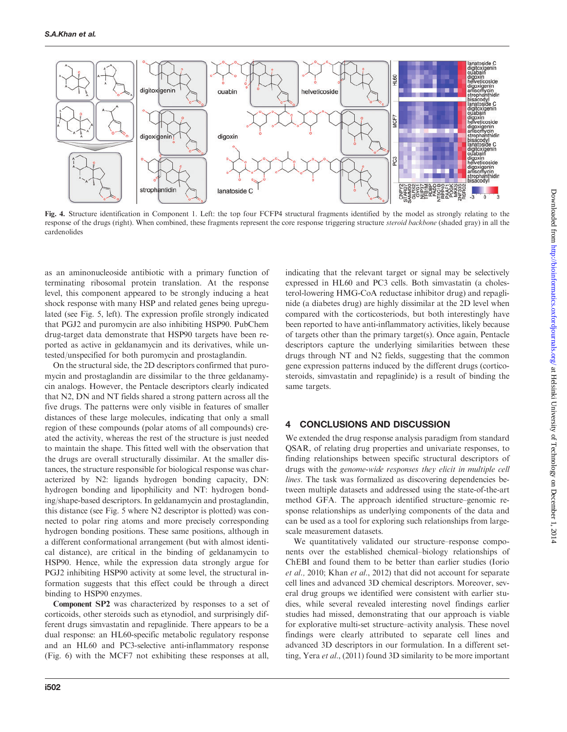Fig. 4. Structure identification in Component 1. Left: the top four FCFP4 structural fragments identified by the model as strongly relating to the response of the drugs (right). When combined, these fragments represent the core response triggering structure *steroid backbone* (shaded gray) in all the cardenolides

as an aminonucleoside antibiotic with a primary function of terminating ribosomal protein translation. At the response level, this component appeared to be strongly inducing a heat shock response with many HSP and related genes being upregulated (see Fig. 5, left). The expression profile strongly indicated that PGJ2 and puromycin are also inhibiting HSP90. PubChem drug-target data demonstrate that HSP90 targets have been reported as active in geldanamycin and its derivatives, while untested/unspecified for both puromycin and prostaglandin.

On the structural side, the 2D descriptors confirmed that puromycin and prostaglandin are dissimilar to the three geldanamycin analogs. However, the Pentacle descriptors clearly indicated that N2, DN and NT fields shared a strong pattern across all the five drugs. The patterns were only visible in features of smaller distances of these large molecules, indicating that only a small region of these compounds (polar atoms of all compounds) created the activity, whereas the rest of the structure is just needed to maintain the shape. This fitted well with the observation that the drugs are overall structurally dissimilar. At the smaller distances, the structure responsible for biological response was characterized by N2: ligands hydrogen bonding capacity, DN: hydrogen bonding and lipophilicity and NT: hydrogen bonding/shape-based descriptors. In geldanamycin and prostaglandin, this distance (see Fig. 5 where N2 descriptor is plotted) was connected to polar ring atoms and more precisely corresponding hydrogen bonding positions. These same positions, although in a different conformational arrangement (but with almost identical distance), are critical in the binding of geldanamycin to HSP90. Hence, while the expression data strongly argue for PGJ2 inhibiting HSP90 activity at some level, the structural information suggests that this effect could be through a direct binding to HSP90 enzymes.

**Component SP2** was characterized by responses to a set of corticoids, other steroids such as etynodiol, and surprisingly different drugs simvastatin and repaglinide. There appears to be a dual response: an HL60-specific metabolic regulatory response and an HL60 and PC3-selective anti-inflammatory response (Fig. 6) with the MCF7 not exhibiting these responses at all, indicating that the relevant target or signal may be selectively expressed in HL60 and PC3 cells. Both simvastatin (a cholesterol-lowering HMG-CoA reductase inhibitor drug) and repaglinide (a diabetes drug) are highly dissimilar at the 2D level when compared with the corticosteriods, but both interestingly have been reported to have anti-inflammatory activities, likely because of targets other than the primary target(s). Once again, Pentacle descriptors capture the underlying similarities between these drugs through NT and N2 fields, suggesting that the common gene expression patterns induced by the different drugs (corticosteroids, simvastatin and repaglinide) is a result of binding the same targets.

## 4 CONCLUSIONS AND DISCUSSION

We extended the drug response analysis paradigm from standard QSAR, of relating drug properties and univariate responses, to finding relationships between specific structural descriptors of drugs with the *genome-wide responses they elicit in multiple cell lines*. The task was formalized as discovering dependencies between multiple datasets and addressed using the state-of-the-art method GFA. The approach identified structure–genomic response relationships as underlying components of the data and can be used as a tool for exploring such relationships from large-scale measurement datasets.

We quantitatively validated our structure–response components over the established chemical–biology relationships of ChEBI and found them to be better than earlier studies (Iorio *et al.*, 2010; Khan *et al.*, 2012) that did not account for separate cell lines and advanced 3D chemical descriptors. Moreover, several drug groups we identified were consistent with earlier studies, while several revealed interesting novel findings earlier studies had missed, demonstrating that our approach is viable for explorative multi-set structure–activity analysis. These novel findings were clearly attributed to separate cell lines and advanced 3D descriptors in our formulation. In a different setting, Yera *et al.*, (2011) found 3D similarity to be more important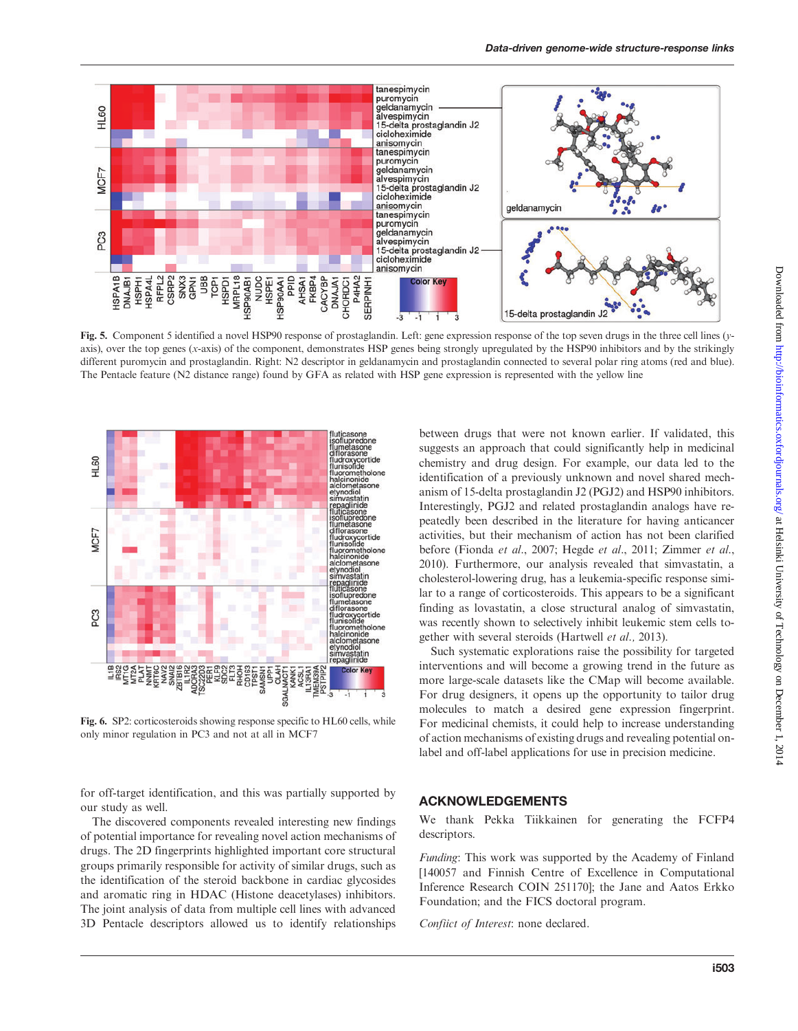**Fig. 5.** Component 5 identified a novel HSP90 response of prostaglandin. Left: gene expression response of the top seven drugs in the three cell lines (*y*-axis), over the top genes (*x*-axis) of the component, demonstrates HSP genes being strongly upregulated by the HSP90 inhibitors and by the strikingly different puromycin and prostaglandin. Right: N2 descriptor in geldanamycin and prostaglandin connected to several polar ring atoms (red and blue). The Pentacle feature (N2 distance range) found by GFA as related with HSP gene expression is represented with the yellow line

**Fig. 6.** SP2: corticosteroids showing response specific to HL60 cells, while only minor regulation in PC3 and not at all in MCF7

for off-target identification, and this was partially supported by our study as well.

The discovered components revealed interesting new findings of potential importance for revealing novel action mechanisms of drugs. The 2D fingerprints highlighted important core structural groups primarily responsible for activity of similar drugs, such as the identification of the steroid backbone in cardiac glycosides and aromatic ring in HDAC (Histone deacetylases) inhibitors. The joint analysis of data from multiple cell lines with advanced 3D Pentacle descriptors allowed us to identify relationships between drugs that were not known earlier. If validated, this suggests an approach that could significantly help in medicinal chemistry and drug design. For example, our data led to the identification of a previously unknown and novel shared mechanism of 15-delta prostaglandin J2 (PGJ2) and HSP90 inhibitors. Interestingly, PGJ2 and related prostaglandin analogs have repeatedly been described in the literature for having anticancer activities, but their mechanism of action has not been clarified before (Fionda *et al.*, 2007; Hegde *et al.*, 2011; Zimmer *et al.*, 2010). Furthermore, our analysis revealed that simvastatin, a cholesterol-lowering drug, has a leukemia-specific response similar to a range of corticosteroids. This appears to be a significant finding as lovastatin, a close structural analog of simvastatin, was recently shown to selectively inhibit leukemic stem cells together with several steroids (Hartwell *et al.,* 2013).

Such systematic explorations raise the possibility for targeted interventions and will become a growing trend in the future as more large-scale datasets like the CMap will become available. For drug designers, it opens up the opportunity to tailor drug molecules to match a desired gene expression fingerprint. For medicinal chemists, it could help to increase understanding of action mechanisms of existing drugs and revealing potential on-label and off-label applications for use in precision medicine.

## ACKNOWLEDGEMENTS

We thank Pekka Tiikkainen for generating the FCFP4 descriptors.

*Funding*: This work was supported by the Academy of Finland [140057 and Finnish Centre of Excellence in Computational Inference Research COIN 251170]; the Jane and Aatos Erkko Foundation; and the FICS doctoral program.

*Conflict of Interest*: none declared.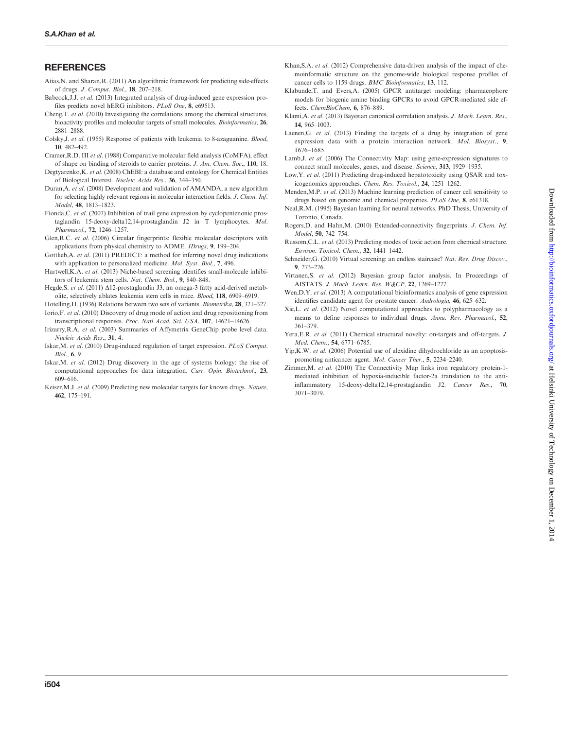## REFERENCES

Atias,N. and Sharan,R. (2011) An algorithmic framework for predicting side-effects of drugs. *J. Comput. Biol.*, **18**, 207–218.

Babcock,J.J. *et al.* (2013) Integrated analysis of drug-induced gene expression profiles predicts novel hERG inhibitors. *PLoS One*, **8**, e69513.

Cheng,T. *et al.* (2010) Investigating the correlations among the chemical structures, bioactivity profiles and molecular targets of small molecules. *Bioinformatics*, **26**, 2881–2888.

Colsky,J. *et al.* (1955) Response of patients with leukemia to 8-azaguanine. *Blood*, **10**, 482–492.

Cramer,R.D. III *et al.* (1988) Comparative molecular field analysis (CoMFA), effect of shape on binding of steroids to carrier proteins. *J. Am. Chem. Soc.*, **110**, 18.

Degtyarenko,K. *et al.* (2008) ChEBI: a database and ontology for Chemical Entities of Biological Interest. *Nucleic Acids Res.*, **36**, 344–350.

Duran,A. *et al.* (2008) Development and validation of AMANDA, a new algorithm for selecting highly relevant regions in molecular interaction fields. *J. Chem. Inf. Model*, **48**, 1813–1823.

Fionda,C. *et al.* (2007) Inhibition of trail gene expression by cyclopentenonic prostaglandin 15-deoxy-delta12,14-prostaglandin J2 in T lymphocytes. *Mol. Pharmacol.*, **72**, 1246–1257.

Glen,R.C. *et al.* (2006) Circular fingerprints: flexible molecular descriptors with applications from physical chemistry to ADME. *IDrugs*, **9**, 199–204.

Gottlieb,A. *et al.* (2011) PREDICT: a method for inferring novel drug indications with application to personalized medicine. *Mol. Syst. Biol.*, **7**, 496.

Hartwell,K.A. *et al.* (2013) Niche-based screening identifies small-molecule inhibitors of leukemia stem cells. *Nat. Chem. Biol.*, **9**, 840–848.

Hegde,S. *et al.* (2011) Δ12-prostaglandin J3, an omega-3 fatty acid-derived metabolite, selectively ablates leukemia stem cells in mice. *Blood*, **118**, 6909–6919.

Hotelling,H. (1936) Relations between two sets of variants. *Biometrika*, **28**, 321–327.

Iorio,F. *et al.* (2010) Discovery of drug mode of action and drug repositioning from transcriptional responses. *Proc. Natl Acad. Sci. USA*, **107**, 14621–14626.

Irizarry,R.A. *et al.* (2003) Summaries of Affymetrix GeneChip probe level data. *Nucleic Acids Res.*, **31**, 4.

Iskar,M. *et al.* (2010) Drug-induced regulation of target expression. *PLoS Comput. Biol.*, **6**, 9.

Iskar,M. *et al.* (2012) Drug discovery in the age of systems biology: the rise of computational approaches for data integration. *Curr. Opin. Biotechnol.*, **23**, 609–616.

Keiser,M.J. *et al.* (2009) Predicting new molecular targets for known drugs. *Nature*, **462**, 175–191.

Khan,S.A. *et al.* (2012) Comprehensive data-driven analysis of the impact of chemoinformatic structure on the genome-wide biological response profiles of cancer cells to 1159 drugs. *BMC Bioinformatics*, **13**, 112.

Klabunde,T. and Evers,A. (2005) GPCR antitarget modeling: pharmacophore models for biogenic amine binding GPCRs to avoid GPCR-mediated side effects. *ChemBioChem*, **6**, 876–889.

Klami,A. *et al.* (2013) Bayesian canonical correlation analysis. *J. Mach. Learn. Res.*, **14**, 965–1003.

Laenen,G. *et al.* (2013) Finding the targets of a drug by integration of gene expression data with a protein interaction network. *Mol. Biosyst.*, **9**, 1676–1685.

Lamb,J. *et al.* (2006) The Connectivity Map: using gene-expression signatures to connect small molecules, genes, and disease. *Science*, **313**, 1929–1935.

Low,Y. *et al.* (2011) Predicting drug-induced hepatotoxicity using QSAR and toxicogenomics approaches. *Chem. Res. Toxicol.*, **24**, 1251–1262.

Menden,M.P. *et al.* (2013) Machine learning prediction of cancer cell sensitivity to drugs based on genomic and chemical properties. *PLoS One*, **8**, e61318.

Neal,R.M. (1995) Bayesian learning for neural networks. PhD Thesis, University of Toronto, Canada.

Rogers,D. and Hahn,M. (2010) Extended-connectivity fingerprints. *J. Chem. Inf. Model*, **50**, 742–754.

Russom,C.L. *et al.* (2013) Predicting modes of toxic action from chemical structure. *Environ. Toxicol. Chem.*, **32**, 1441–1442.

Schneider,G. (2010) Virtual screening: an endless staircase? *Nat. Rev. Drug Discov.*, **9**, 273–276.

Virtanen,S. *et al.* (2012) Bayesian group factor analysis. In Proceedings of AISTATS. *J. Mach. Learn. Res. W&CP*, **22**, 1269–1277.

Wen,D.Y. *et al.* (2013) A computational bioinformatics analysis of gene expression identifies candidate agent for prostate cancer. *Andrologia*, **46**, 625–632.

Xie,L. *et al.* (2012) Novel computational approaches to polypharmacology as a means to define responses to individual drugs. *Annu. Rev. Pharmacol.*, **52**, 361–379.

Yera,E.R. *et al.* (2011) Chemical structural novelty: on-targets and off-targets. *J. Med. Chem.*, **54**, 6771–6785.

Yip,K.W. *et al.* (2006) Potential use of alexidine dihydrochloride as an apoptosis-promoting anticancer agent. *Mol. Cancer Ther.*, **5**, 2234–2240.

Zimmer,M. *et al.* (2010) The Connectivity Map links iron regulatory protein-1-mediated inhibition of hypoxia-inducible factor-2a translation to the anti-inflammatory 15-deoxy-delta12,14-prostaglandin J2. *Cancer Res.*, **70**, 3071–3079.